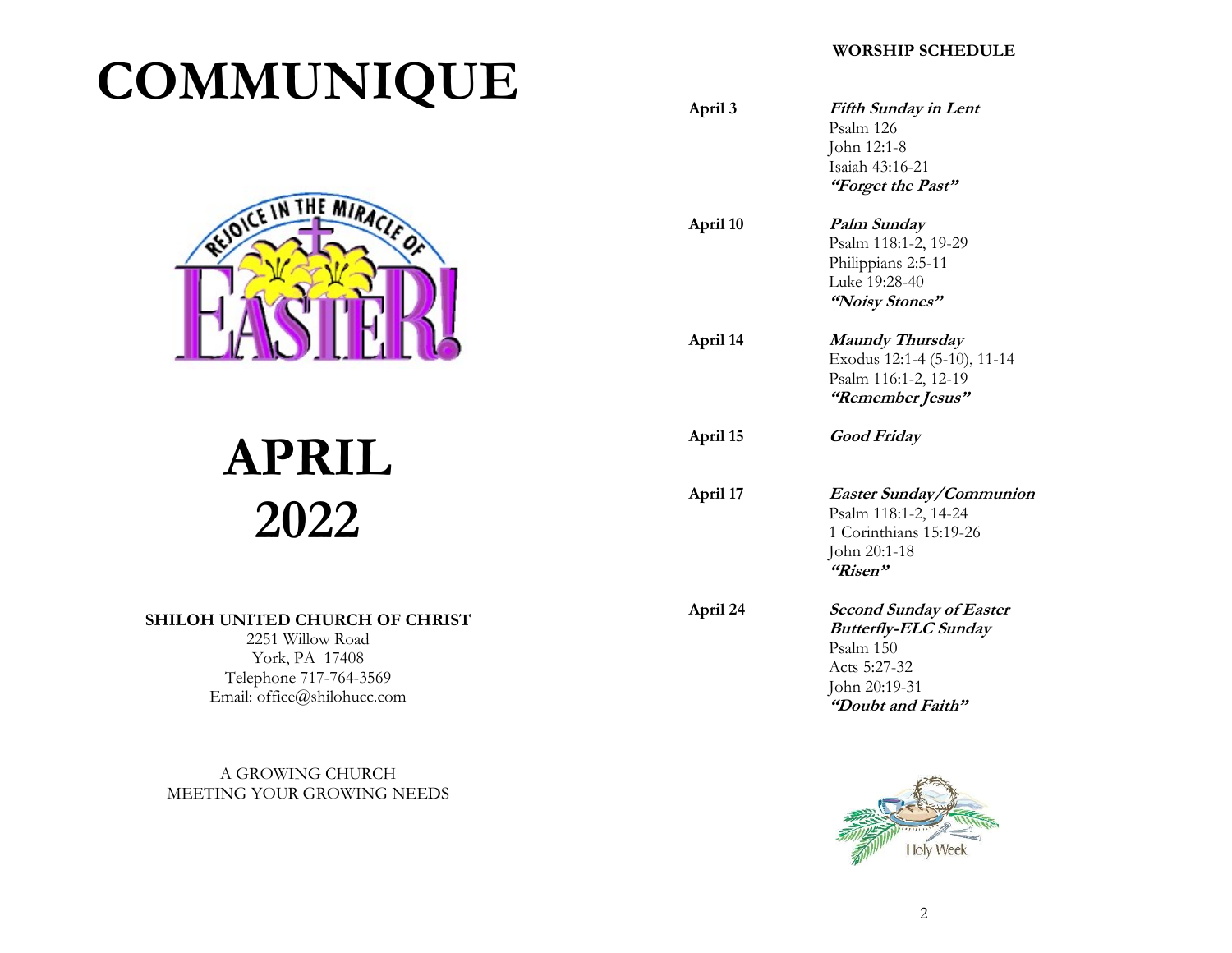# COMMUNIQUE

# APRIL 2022

**SHILOH UNITED CHURCH OF CHRIST**
2251 Willow Road
York, PA 17408
Telephone 717-764-3569
Email: office@shilohucc.com

A GROWING CHURCH
MEETING YOUR GROWING NEEDS

## WORSHIP SCHEDULE

**April 3**
***Fifth Sunday in Lent***
Psalm 126
John 12:1-8
Isaiah 43:16-21
***"Forget the Past"***

**April 10**
***Palm Sunday***
Psalm 118:1-2, 19-29
Philippians 2:5-11
Luke 19:28-40
***"Noisy Stones"***

**April 14**
***Maundy Thursday***
Exodus 12:1-4 (5-10), 11-14
Psalm 116:1-2, 12-19
***"Remember Jesus"***

**April 15**
***Good Friday***

**April 17**
***Easter Sunday/Communion***
Psalm 118:1-2, 14-24
1 Corinthians 15:19-26
John 20:1-18
***"Risen"***

**April 24**
***Second Sunday of Easter***
***Butterfly-ELC Sunday***
Psalm 150
Acts 5:27-32
John 20:19-31
***"Doubt and Faith"***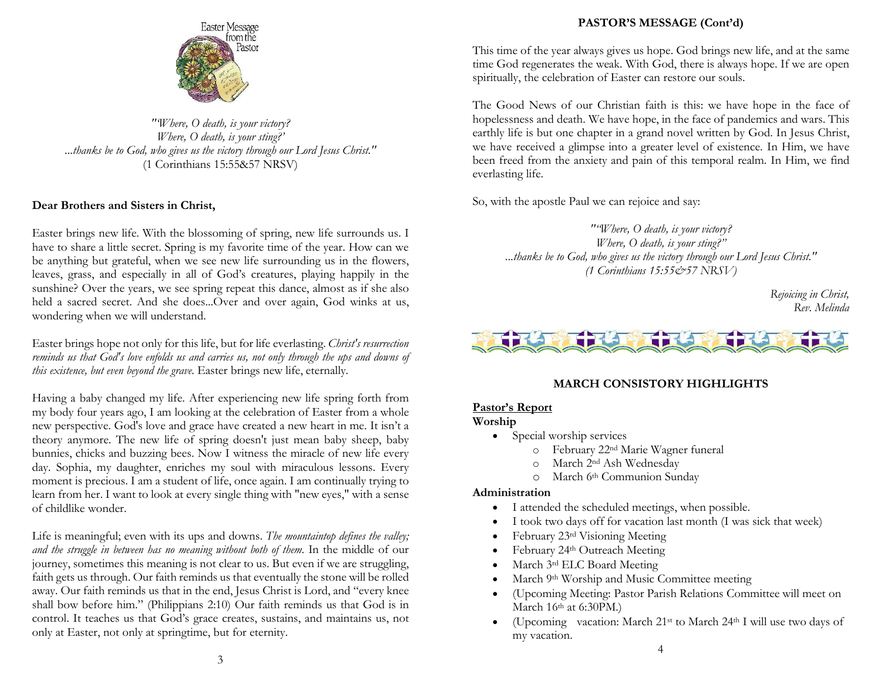Easter Message from the Pastor

*"Where, O death, is your victory?*
*Where, O death, is your sting?'*
*...thanks be to God, who gives us the victory through our Lord Jesus Christ."*
(1 Corinthians 15:55&57 NRSV)

**Dear Brothers and Sisters in Christ,**

Easter brings new life. With the blossoming of spring, new life surrounds us. I have to share a little secret. Spring is my favorite time of the year. How can we be anything but grateful, when we see new life surrounding us in the flowers, leaves, grass, and especially in all of God's creatures, playing happily in the sunshine? Over the years, we see spring repeat this dance, almost as if she also held a sacred secret. And she does...Over and over again, God winks at us, wondering when we will understand.

Easter brings hope not only for this life, but for life everlasting. *Christ's resurrection reminds us that God's love enfolds us and carries us, not only through the ups and downs of this existence, but even beyond the grave.* Easter brings new life, eternally.

Having a baby changed my life. After experiencing new life spring forth from my body four years ago, I am looking at the celebration of Easter from a whole new perspective. God's love and grace have created a new heart in me. It isn't a theory anymore. The new life of spring doesn't just mean baby sheep, baby bunnies, chicks and buzzing bees. Now I witness the miracle of new life every day. Sophia, my daughter, enriches my soul with miraculous lessons. Every moment is precious. I am a student of life, once again. I am continually trying to learn from her. I want to look at every single thing with "new eyes," with a sense of childlike wonder.

Life is meaningful; even with its ups and downs. *The mountaintop defines the valley; and the struggle in between has no meaning without both of them.* In the middle of our journey, sometimes this meaning is not clear to us. But even if we are struggling, faith gets us through. Our faith reminds us that eventually the stone will be rolled away. Our faith reminds us that in the end, Jesus Christ is Lord, and "every knee shall bow before him." (Philippians 2:10) Our faith reminds us that God is in control. It teaches us that God's grace creates, sustains, and maintains us, not only at Easter, not only at springtime, but for eternity.

## PASTOR'S MESSAGE (Cont'd)

This time of the year always gives us hope. God brings new life, and at the same time God regenerates the weak. With God, there is always hope. If we are open spiritually, the celebration of Easter can restore our souls.

The Good News of our Christian faith is this: we have hope in the face of hopelessness and death. We have hope, in the face of pandemics and wars. This earthly life is but one chapter in a grand novel written by God. In Jesus Christ, we have received a glimpse into a greater level of existence. In Him, we have been freed from the anxiety and pain of this temporal realm. In Him, we find everlasting life.

So, with the apostle Paul we can rejoice and say:

*"“Where, O death, is your victory?*
*Where, O death, is your sting?”*
*...thanks be to God, who gives us the victory through our Lord Jesus Christ."*
*(1 Corinthians 15:55&57 NRSV)*

*Rejoicing in Christ,*
*Rev. Melinda*

## MARCH CONSISTORY HIGHLIGHTS

**Pastor's Report**

**Worship**

- Special worship services
  - February 22nd Marie Wagner funeral
  - March 2nd Ash Wednesday
  - March 6th Communion Sunday

**Administration**

- I attended the scheduled meetings, when possible.
- I took two days off for vacation last month (I was sick that week)
- February 23rd Visioning Meeting
- February 24th Outreach Meeting
- March 3rd ELC Board Meeting
- March 9th Worship and Music Committee meeting
- (Upcoming Meeting: Pastor Parish Relations Committee will meet on March 16th at 6:30PM.)
- (Upcoming vacation: March 21st to March 24th I will use two days of my vacation.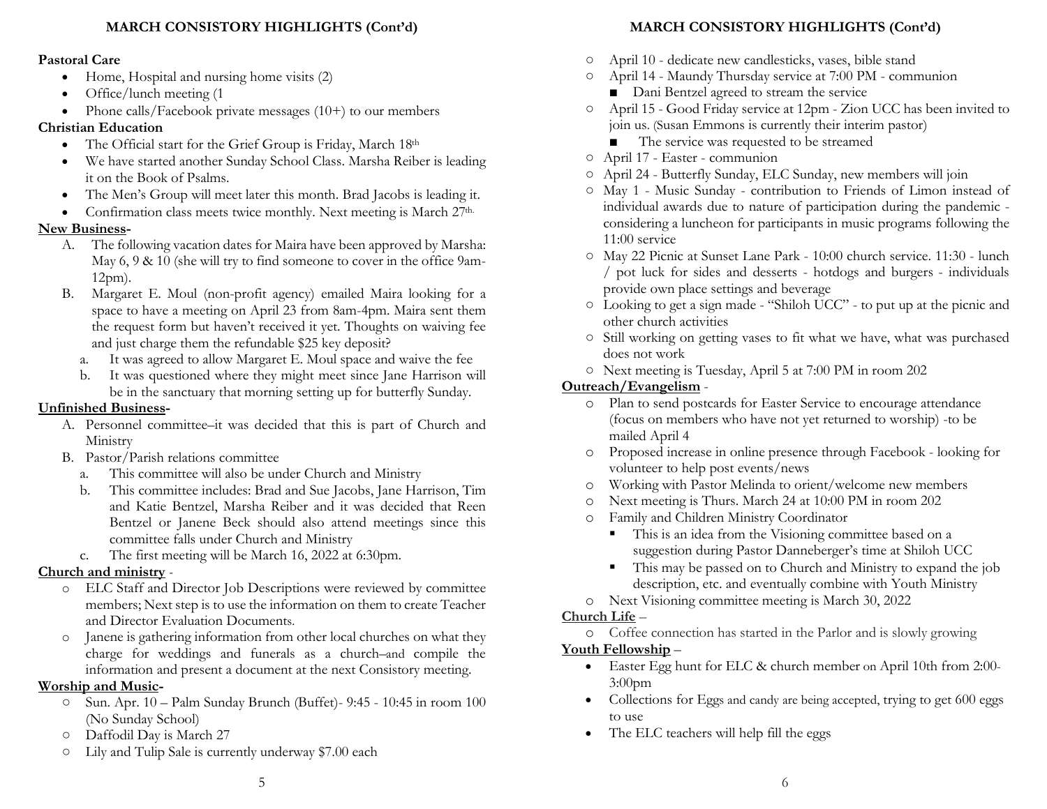## MARCH CONSISTORY HIGHLIGHTS (Cont'd)

**Pastoral Care**

- Home, Hospital and nursing home visits (2)
- Office/lunch meeting (1
- Phone calls/Facebook private messages (10+) to our members

**Christian Education**

- The Official start for the Grief Group is Friday, March 18th
- We have started another Sunday School Class. Marsha Reiber is leading it on the Book of Psalms.
- The Men's Group will meet later this month. Brad Jacobs is leading it.
- Confirmation class meets twice monthly. Next meeting is March 27th.

**New Business-**

A. The following vacation dates for Maira have been approved by Marsha: May 6, 9 & 10 (she will try to find someone to cover in the office 9am-12pm).

B. Margaret E. Moul (non-profit agency) emailed Maira looking for a space to have a meeting on April 23 from 8am-4pm. Maira sent them the request form but haven't received it yet. Thoughts on waiving fee and just charge them the refundable $25 key deposit?
   a. It was agreed to allow Margaret E. Moul space and waive the fee
   b. It was questioned where they might meet since Jane Harrison will be in the sanctuary that morning setting up for butterfly Sunday.

**Unfinished Business-**

A. Personnel committee–it was decided that this is part of Church and Ministry

B. Pastor/Parish relations committee
   a. This committee will also be under Church and Ministry
   b. This committee includes: Brad and Sue Jacobs, Jane Harrison, Tim and Katie Bentzel, Marsha Reiber and it was decided that Reen Bentzel or Janene Beck should also attend meetings since this committee falls under Church and Ministry
   c. The first meeting will be March 16, 2022 at 6:30pm.

**Church and ministry** -

- ELC Staff and Director Job Descriptions were reviewed by committee members; Next step is to use the information on them to create Teacher and Director Evaluation Documents.
- Janene is gathering information from other local churches on what they charge for weddings and funerals as a church–and compile the information and present a document at the next Consistory meeting.

**Worship and Music-**

- Sun. Apr. 10 – Palm Sunday Brunch (Buffet)- 9:45 - 10:45 in room 100 (No Sunday School)
- Daffodil Day is March 27
- Lily and Tulip Sale is currently underway $7.00 each
- April 10 - dedicate new candlesticks, vases, bible stand
- April 14 - Maundy Thursday service at 7:00 PM - communion
  - Dani Bentzel agreed to stream the service
- April 15 - Good Friday service at 12pm - Zion UCC has been invited to join us. (Susan Emmons is currently their interim pastor)
  - The service was requested to be streamed
- April 17 - Easter - communion
- April 24 - Butterfly Sunday, ELC Sunday, new members will join
- May 1 - Music Sunday - contribution to Friends of Limon instead of individual awards due to nature of participation during the pandemic - considering a luncheon for participants in music programs following the 11:00 service
- May 22 Picnic at Sunset Lane Park - 10:00 church service. 11:30 - lunch / pot luck for sides and desserts - hotdogs and burgers - individuals provide own place settings and beverage
- Looking to get a sign made - "Shiloh UCC" - to put up at the picnic and other church activities
- Still working on getting vases to fit what we have, what was purchased does not work
- Next meeting is Tuesday, April 5 at 7:00 PM in room 202

**Outreach/Evangelism** -

- Plan to send postcards for Easter Service to encourage attendance (focus on members who have not yet returned to worship) -to be mailed April 4
- Proposed increase in online presence through Facebook - looking for volunteer to help post events/news
- Working with Pastor Melinda to orient/welcome new members
- Next meeting is Thurs. March 24 at 10:00 PM in room 202
- Family and Children Ministry Coordinator
  - This is an idea from the Visioning committee based on a suggestion during Pastor Danneberger's time at Shiloh UCC
  - This may be passed on to Church and Ministry to expand the job description, etc. and eventually combine with Youth Ministry
- Next Visioning committee meeting is March 30, 2022

**Church Life** –

- Coffee connection has started in the Parlor and is slowly growing

**Youth Fellowship** –

- Easter Egg hunt for ELC & church member on April 10th from 2:00-3:00pm
- Collections for Eggs and candy are being accepted, trying to get 600 eggs to use
- The ELC teachers will help fill the eggs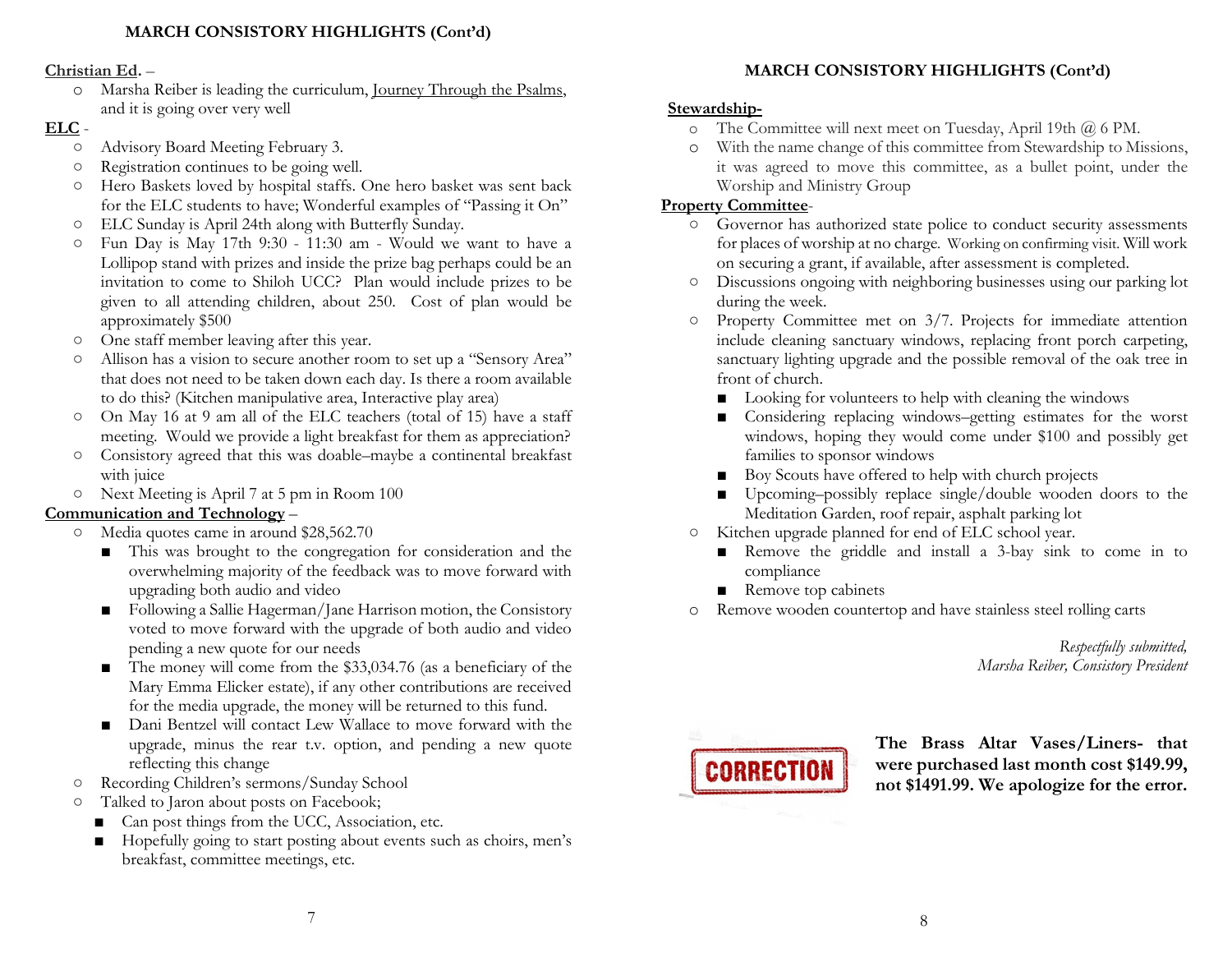## MARCH CONSISTORY HIGHLIGHTS (Cont'd)

**Christian Ed.** –

- Marsha Reiber is leading the curriculum, Journey Through the Psalms, and it is going over very well

**ELC** -

- Advisory Board Meeting February 3.
- Registration continues to be going well.
- Hero Baskets loved by hospital staffs. One hero basket was sent back for the ELC students to have; Wonderful examples of "Passing it On"
- ELC Sunday is April 24th along with Butterfly Sunday.
- Fun Day is May 17th 9:30 - 11:30 am - Would we want to have a Lollipop stand with prizes and inside the prize bag perhaps could be an invitation to come to Shiloh UCC? Plan would include prizes to be given to all attending children, about 250. Cost of plan would be approximately $500
- One staff member leaving after this year.
- Allison has a vision to secure another room to set up a "Sensory Area" that does not need to be taken down each day. Is there a room available to do this? (Kitchen manipulative area, Interactive play area)
- On May 16 at 9 am all of the ELC teachers (total of 15) have a staff meeting. Would we provide a light breakfast for them as appreciation?
- Consistory agreed that this was doable–maybe a continental breakfast with juice
- Next Meeting is April 7 at 5 pm in Room 100

**Communication and Technology** –

- Media quotes came in around $28,562.70
  - This was brought to the congregation for consideration and the overwhelming majority of the feedback was to move forward with upgrading both audio and video
  - Following a Sallie Hagerman/Jane Harrison motion, the Consistory voted to move forward with the upgrade of both audio and video pending a new quote for our needs
  - The money will come from the $33,034.76 (as a beneficiary of the Mary Emma Elicker estate), if any other contributions are received for the media upgrade, the money will be returned to this fund.
  - Dani Bentzel will contact Lew Wallace to move forward with the upgrade, minus the rear t.v. option, and pending a new quote reflecting this change
- Recording Children's sermons/Sunday School
- Talked to Jaron about posts on Facebook;
  - Can post things from the UCC, Association, etc.
  - Hopefully going to start posting about events such as choirs, men's breakfast, committee meetings, etc.

## MARCH CONSISTORY HIGHLIGHTS (Cont'd)

**Stewardship-**

- The Committee will next meet on Tuesday, April 19th @ 6 PM.
- With the name change of this committee from Stewardship to Missions, it was agreed to move this committee, as a bullet point, under the Worship and Ministry Group

**Property Committee**-

- Governor has authorized state police to conduct security assessments for places of worship at no charge. Working on confirming visit. Will work on securing a grant, if available, after assessment is completed.
- Discussions ongoing with neighboring businesses using our parking lot during the week.
- Property Committee met on 3/7. Projects for immediate attention include cleaning sanctuary windows, replacing front porch carpeting, sanctuary lighting upgrade and the possible removal of the oak tree in front of church.
  - Looking for volunteers to help with cleaning the windows
  - Considering replacing windows–getting estimates for the worst windows, hoping they would come under $100 and possibly get families to sponsor windows
  - Boy Scouts have offered to help with church projects
  - Upcoming–possibly replace single/double wooden doors to the Meditation Garden, roof repair, asphalt parking lot
- Kitchen upgrade planned for end of ELC school year.
  - Remove the griddle and install a 3-bay sink to come in to compliance
  - Remove top cabinets
- Remove wooden countertop and have stainless steel rolling carts

*Respectfully submitted,*
*Marsha Reiber, Consistory President*

CORRECTION

**The Brass Altar Vases/Liners- that were purchased last month cost $149.99, not $1491.99. We apologize for the error.**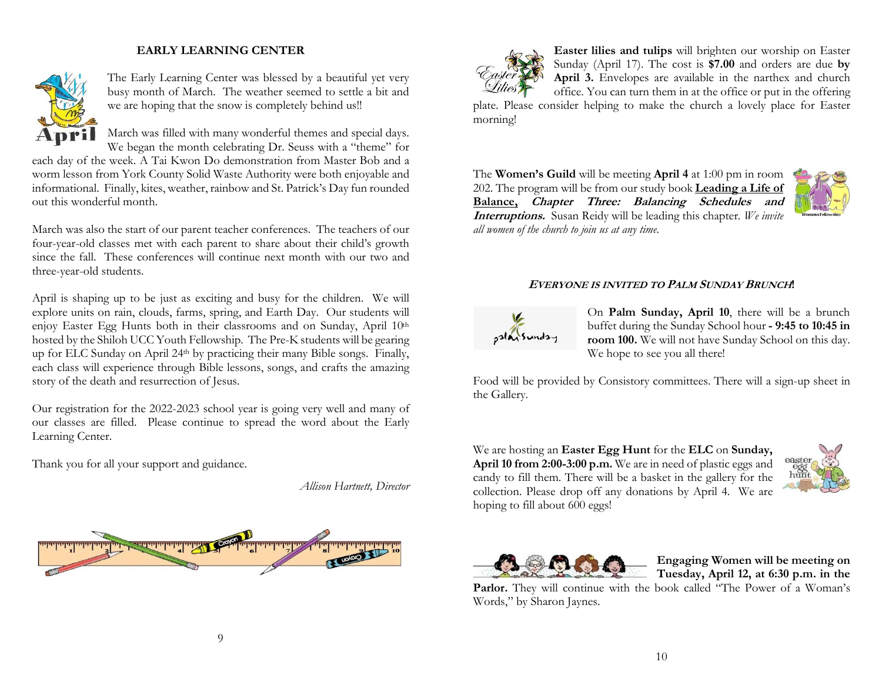## EARLY LEARNING CENTER

The Early Learning Center was blessed by a beautiful yet very busy month of March. The weather seemed to settle a bit and we are hoping that the snow is completely behind us!!

March was filled with many wonderful themes and special days. We began the month celebrating Dr. Seuss with a "theme" for each day of the week. A Tai Kwon Do demonstration from Master Bob and a worm lesson from York County Solid Waste Authority were both enjoyable and informational. Finally, kites, weather, rainbow and St. Patrick's Day fun rounded out this wonderful month.

March was also the start of our parent teacher conferences. The teachers of our four-year-old classes met with each parent to share about their child's growth since the fall. These conferences will continue next month with our two and three-year-old students.

April is shaping up to be just as exciting and busy for the children. We will explore units on rain, clouds, farms, spring, and Earth Day. Our students will enjoy Easter Egg Hunts both in their classrooms and on Sunday, April 10th hosted by the Shiloh UCC Youth Fellowship. The Pre-K students will be gearing up for ELC Sunday on April 24th by practicing their many Bible songs. Finally, each class will experience through Bible lessons, songs, and crafts the amazing story of the death and resurrection of Jesus.

Our registration for the 2022-2023 school year is going very well and many of our classes are filled. Please continue to spread the word about the Early Learning Center.

Thank you for all your support and guidance.

*Allison Hartnett, Director*

**Easter lilies and tulips** will brighten our worship on Easter Sunday (April 17). The cost is **$7.00** and orders are due **by April 3.** Envelopes are available in the narthex and church office. You can turn them in at the office or put in the offering plate. Please consider helping to make the church a lovely place for Easter morning!

The **Women's Guild** will be meeting **April 4** at 1:00 pm in room 202. The program will be from our study book **Leading a Life of Balance,** ***Chapter Three: Balancing Schedules and Interruptions.*** Susan Reidy will be leading this chapter. *We invite all women of the church to join us at any time.*

### *EVERYONE IS INVITED TO PALM SUNDAY BRUNCH*!

On **Palm Sunday, April 10**, there will be a brunch buffet during the Sunday School hour **- 9:45 to 10:45 in room 100.** We will not have Sunday School on this day. We hope to see you all there!

Food will be provided by Consistory committees. There will a sign-up sheet in the Gallery.

We are hosting an **Easter Egg Hunt** for the **ELC** on **Sunday, April 10 from 2:00-3:00 p.m.** We are in need of plastic eggs and candy to fill them. There will be a basket in the gallery for the collection. Please drop off any donations by April 4. We are hoping to fill about 600 eggs!

**Engaging Women will be meeting on Tuesday, April 12, at 6:30 p.m. in the Parlor.** They will continue with the book called "The Power of a Woman's Words," by Sharon Jaynes.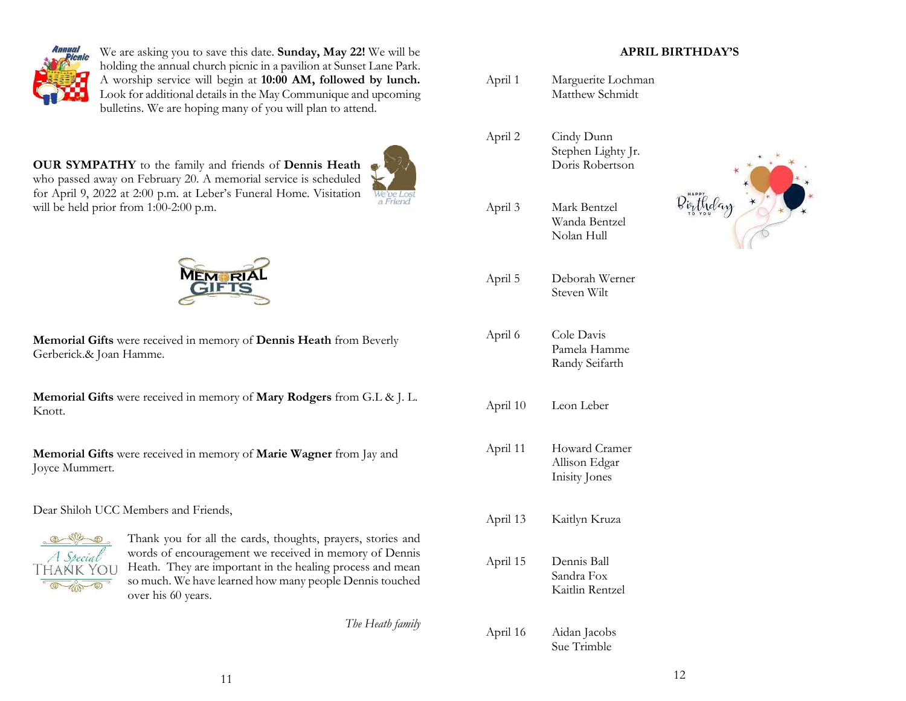We are asking you to save this date. **Sunday, May 22!** We will be holding the annual church picnic in a pavilion at Sunset Lane Park. A worship service will begin at **10:00 AM, followed by lunch.** Look for additional details in the May Communique and upcoming bulletins. We are hoping many of you will plan to attend.

**OUR SYMPATHY** to the family and friends of **Dennis Heath** who passed away on February 20. A memorial service is scheduled for April 9, 2022 at 2:00 p.m. at Leber's Funeral Home. Visitation will be held prior from 1:00-2:00 p.m.

## MEMORIAL GIFTS

**Memorial Gifts** were received in memory of **Dennis Heath** from Beverly Gerberick.& Joan Hamme.

**Memorial Gifts** were received in memory of **Mary Rodgers** from G.L & J. L. Knott.

**Memorial Gifts** were received in memory of **Marie Wagner** from Jay and Joyce Mummert.

Dear Shiloh UCC Members and Friends,

Thank you for all the cards, thoughts, prayers, stories and words of encouragement we received in memory of Dennis Heath. They are important in the healing process and mean so much. We have learned how many people Dennis touched over his 60 years.

*The Heath family*

## APRIL BIRTHDAY'S

| | |
|---|---|
| April 1 | Marguerite Lochman<br>Matthew Schmidt |
| April 2 | Cindy Dunn<br>Stephen Lighty Jr.<br>Doris Robertson |
| April 3 | Mark Bentzel<br>Wanda Bentzel<br>Nolan Hull |
| April 5 | Deborah Werner<br>Steven Wilt |
| April 6 | Cole Davis<br>Pamela Hamme<br>Randy Seifarth |
| April 10 | Leon Leber |
| April 11 | Howard Cramer<br>Allison Edgar<br>Inisity Jones |
| April 13 | Kaitlyn Kruza |
| April 15 | Dennis Ball<br>Sandra Fox<br>Kaitlin Rentzel |
| April 16 | Aidan Jacobs<br>Sue Trimble |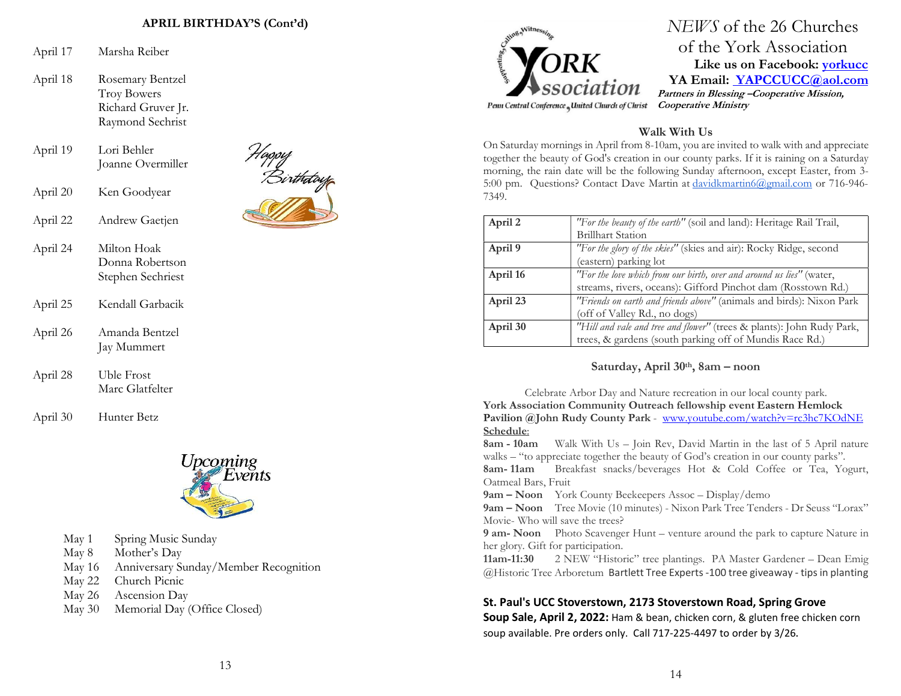## APRIL BIRTHDAY'S (Cont'd)

| | |
|---|---|
| April 17 | Marsha Reiber |
| April 18 | Rosemary Bentzel<br>Troy Bowers<br>Richard Gruver Jr.<br>Raymond Sechrist |
| April 19 | Lori Behler<br>Joanne Overmiller |
| April 20 | Ken Goodyear |
| April 22 | Andrew Gaetjen |
| April 24 | Milton Hoak<br>Donna Robertson<br>Stephen Sechriest |
| April 25 | Kendall Garbacik |
| April 26 | Amanda Bentzel<br>Jay Mummert |
| April 28 | Uble Frost<br>Marc Glatfelter |
| April 30 | Hunter Betz |

Happy Birthday

## Upcoming Events

- May 1 Spring Music Sunday
- May 8 Mother's Day
- May 16 Anniversary Sunday/Member Recognition
- May 22 Church Picnic
- May 26 Ascension Day
- May 30 Memorial Day (Office Closed)

# *NEWS* of the 26 Churches of the York Association

**Like us on Facebook: yorkucc**
**YA Email: YAPCCUCC@aol.com**

***Partners in Blessing –Cooperative Mission, Cooperative Ministry***

Supporting, Calling, Witnessing — York Association — Penn Central Conference, United Church of Christ

### Walk With Us

On Saturday mornings in April from 8-10am, you are invited to walk with and appreciate together the beauty of God's creation in our county parks. If it is raining on a Saturday morning, the rain date will be the following Sunday afternoon, except Easter, from 3-5:00 pm. Questions? Contact Dave Martin at davidkmartin6@gmail.com or 716-946-7349.

| | |
|---|---|
| **April 2** | *"For the beauty of the earth"* (soil and land): Heritage Rail Trail, Brillhart Station |
| **April 9** | *"For the glory of the skies"* (skies and air): Rocky Ridge, second (eastern) parking lot |
| **April 16** | *"For the love which from our birth, over and around us lies"* (water, streams, rivers, oceans): Gifford Pinchot dam (Rosstown Rd.) |
| **April 23** | *"Friends on earth and friends above"* (animals and birds): Nixon Park (off of Valley Rd., no dogs) |
| **April 30** | *"Hill and vale and tree and flower"* (trees & plants): John Rudy Park, trees, & gardens (south parking off of Mundis Race Rd.) |

### Saturday, April 30th, 8am – noon

Celebrate Arbor Day and Nature recreation in our local county park.

**York Association Community Outreach fellowship event Eastern Hemlock Pavilion @John Rudy County Park** - www.youtube.com/watch?v=rc3hc7KOdNE

**Schedule**:

**8am - 10am** Walk With Us – Join Rev, David Martin in the last of 5 April nature walks – "to appreciate together the beauty of God's creation in our county parks".

**8am- 11am** Breakfast snacks/beverages Hot & Cold Coffee or Tea, Yogurt, Oatmeal Bars, Fruit

**9am – Noon** York County Beekeepers Assoc – Display/demo

**9am – Noon** Tree Movie (10 minutes) - Nixon Park Tree Tenders - Dr Seuss "Lorax" Movie- Who will save the trees?

**9 am- Noon** Photo Scavenger Hunt – venture around the park to capture Nature in her glory. Gift for participation.

**11am-11:30** 2 NEW "Historic" tree plantings. PA Master Gardener – Dean Emig @Historic Tree Arboretum Bartlett Tree Experts -100 tree giveaway - tips in planting

**St. Paul's UCC Stoverstown, 2173 Stoverstown Road, Spring Grove**

**Soup Sale, April 2, 2022:** Ham & bean, chicken corn, & gluten free chicken corn soup available. Pre orders only. Call 717-225-4497 to order by 3/26.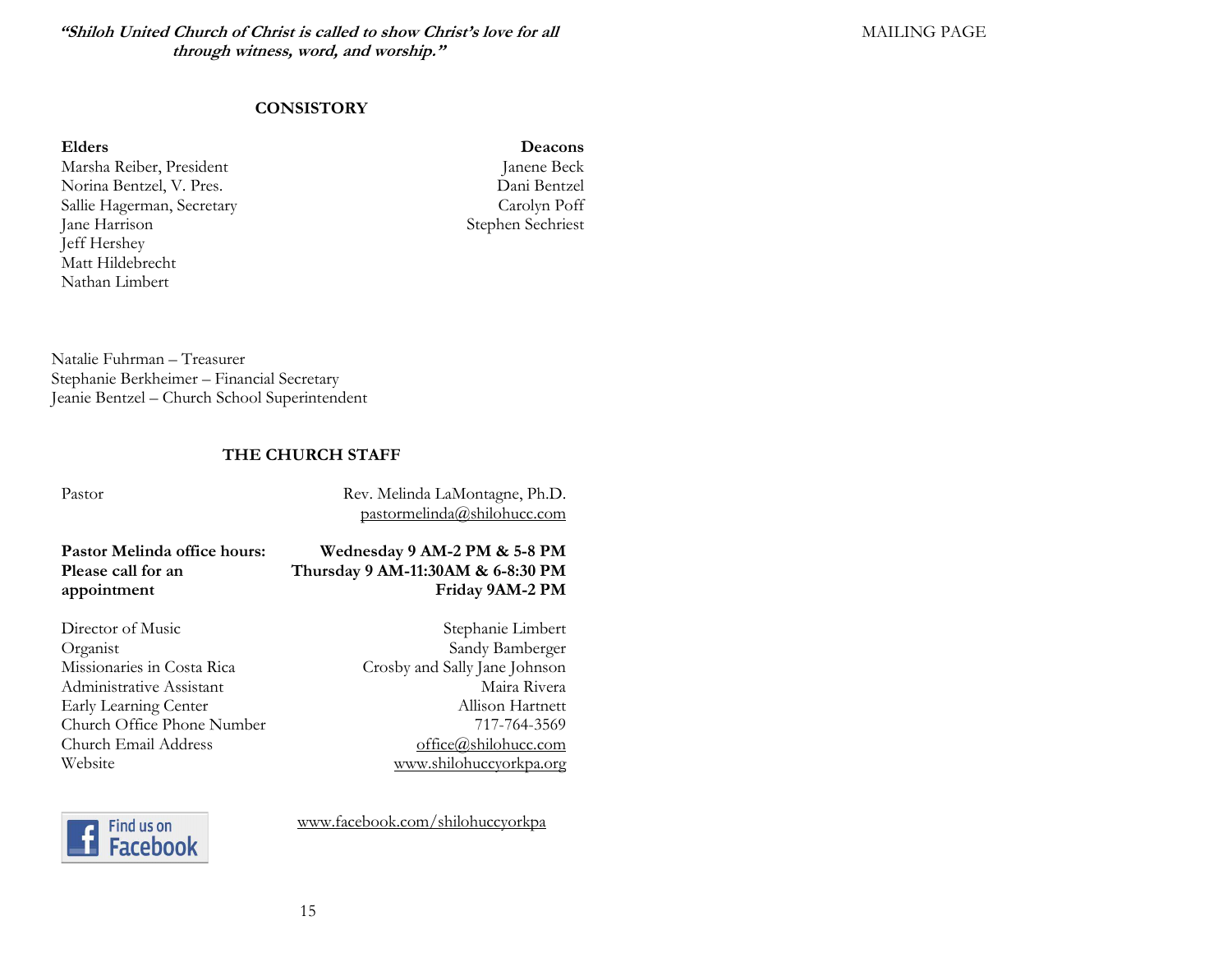***"Shiloh United Church of Christ is called to show Christ's love for all through witness, word, and worship."***

MAILING PAGE

## CONSISTORY

| Elders | Deacons |
|---|---|
| Marsha Reiber, President | Janene Beck |
| Norina Bentzel, V. Pres. | Dani Bentzel |
| Sallie Hagerman, Secretary | Carolyn Poff |
| Jane Harrison | Stephen Sechriest |
| Jeff Hershey | |
| Matt Hildebrecht | |
| Nathan Limbert | |

Natalie Fuhrman – Treasurer
Stephanie Berkheimer – Financial Secretary
Jeanie Bentzel – Church School Superintendent

## THE CHURCH STAFF

| | |
|---|---|
| Pastor | Rev. Melinda LaMontagne, Ph.D. pastormelinda@shilohucc.com |
| **Pastor Melinda office hours: Please call for an appointment** | **Wednesday 9 AM-2 PM & 5-8 PM Thursday 9 AM-11:30AM & 6-8:30 PM Friday 9AM-2 PM** |
| Director of Music | Stephanie Limbert |
| Organist | Sandy Bamberger |
| Missionaries in Costa Rica | Crosby and Sally Jane Johnson |
| Administrative Assistant | Maira Rivera |
| Early Learning Center | Allison Hartnett |
| Church Office Phone Number | 717-764-3569 |
| Church Email Address | office@shilohucc.com |
| Website | www.shilohuccyorkpa.org |

Find us on Facebook

www.facebook.com/shilohuccyorkpa